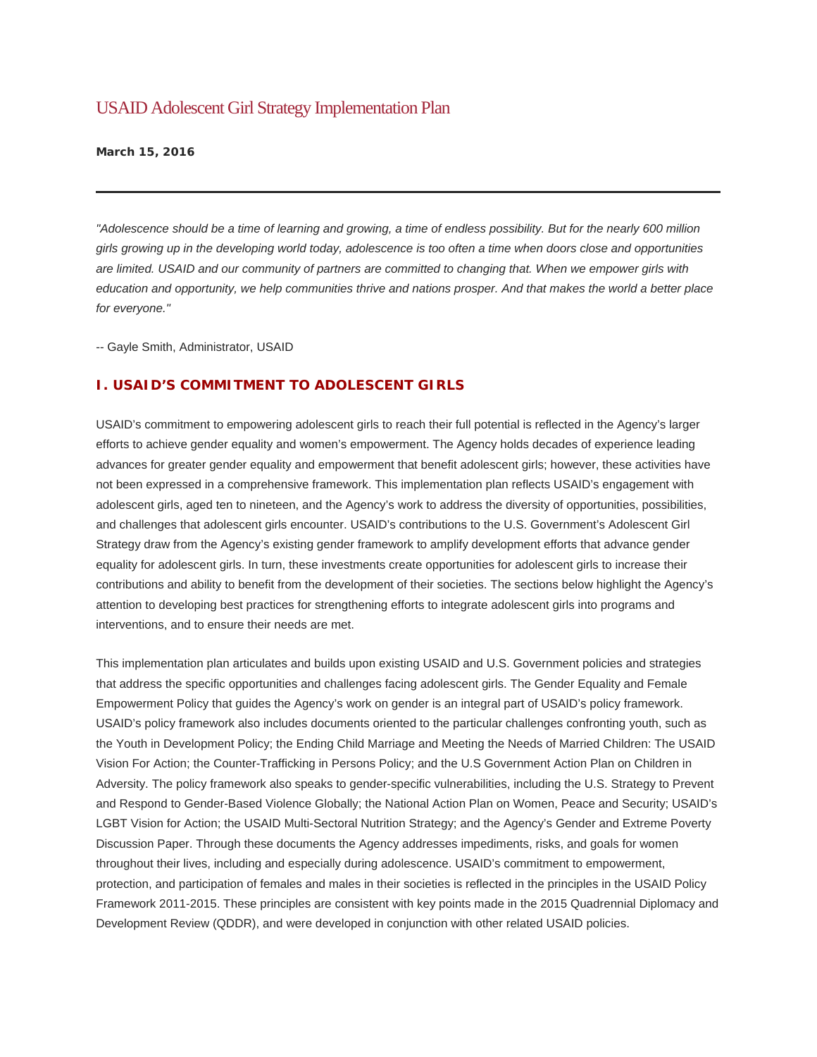# USAID Adolescent Girl Strategy Implementation Plan

**March 15, 2016**

---

*"Adolescence should be a time of learning and growing, a time of endless possibility. But for the nearly 600 million girls growing up in the developing world today, adolescence is too often a time when doors close and opportunities are limited. USAID and our community of partners are committed to changing that. When we empower girls with education and opportunity, we help communities thrive and nations prosper. And that makes the world a better place for everyone."*

-- Gayle Smith, Administrator, USAID

## I. USAID'S COMMITMENT TO ADOLESCENT GIRLS

USAID's commitment to empowering adolescent girls to reach their full potential is reflected in the Agency's larger efforts to achieve gender equality and women's empowerment. The Agency holds decades of experience leading advances for greater gender equality and empowerment that benefit adolescent girls; however, these activities have not been expressed in a comprehensive framework. This implementation plan reflects USAID's engagement with adolescent girls, aged ten to nineteen, and the Agency's work to address the diversity of opportunities, possibilities, and challenges that adolescent girls encounter. USAID's contributions to the U.S. Government's Adolescent Girl Strategy draw from the Agency's existing gender framework to amplify development efforts that advance gender equality for adolescent girls. In turn, these investments create opportunities for adolescent girls to increase their contributions and ability to benefit from the development of their societies. The sections below highlight the Agency's attention to developing best practices for strengthening efforts to integrate adolescent girls into programs and interventions, and to ensure their needs are met.

This implementation plan articulates and builds upon existing USAID and U.S. Government policies and strategies that address the specific opportunities and challenges facing adolescent girls. The Gender Equality and Female Empowerment Policy that guides the Agency's work on gender is an integral part of USAID's policy framework. USAID's policy framework also includes documents oriented to the particular challenges confronting youth, such as the Youth in Development Policy; the Ending Child Marriage and Meeting the Needs of Married Children: The USAID Vision For Action; the Counter-Trafficking in Persons Policy; and the U.S Government Action Plan on Children in Adversity. The policy framework also speaks to gender-specific vulnerabilities, including the U.S. Strategy to Prevent and Respond to Gender-Based Violence Globally; the National Action Plan on Women, Peace and Security; USAID's LGBT Vision for Action; the USAID Multi-Sectoral Nutrition Strategy; and the Agency's Gender and Extreme Poverty Discussion Paper. Through these documents the Agency addresses impediments, risks, and goals for women throughout their lives, including and especially during adolescence. USAID's commitment to empowerment, protection, and participation of females and males in their societies is reflected in the principles in the USAID Policy Framework 2011-2015. These principles are consistent with key points made in the 2015 Quadrennial Diplomacy and Development Review (QDDR), and were developed in conjunction with other related USAID policies.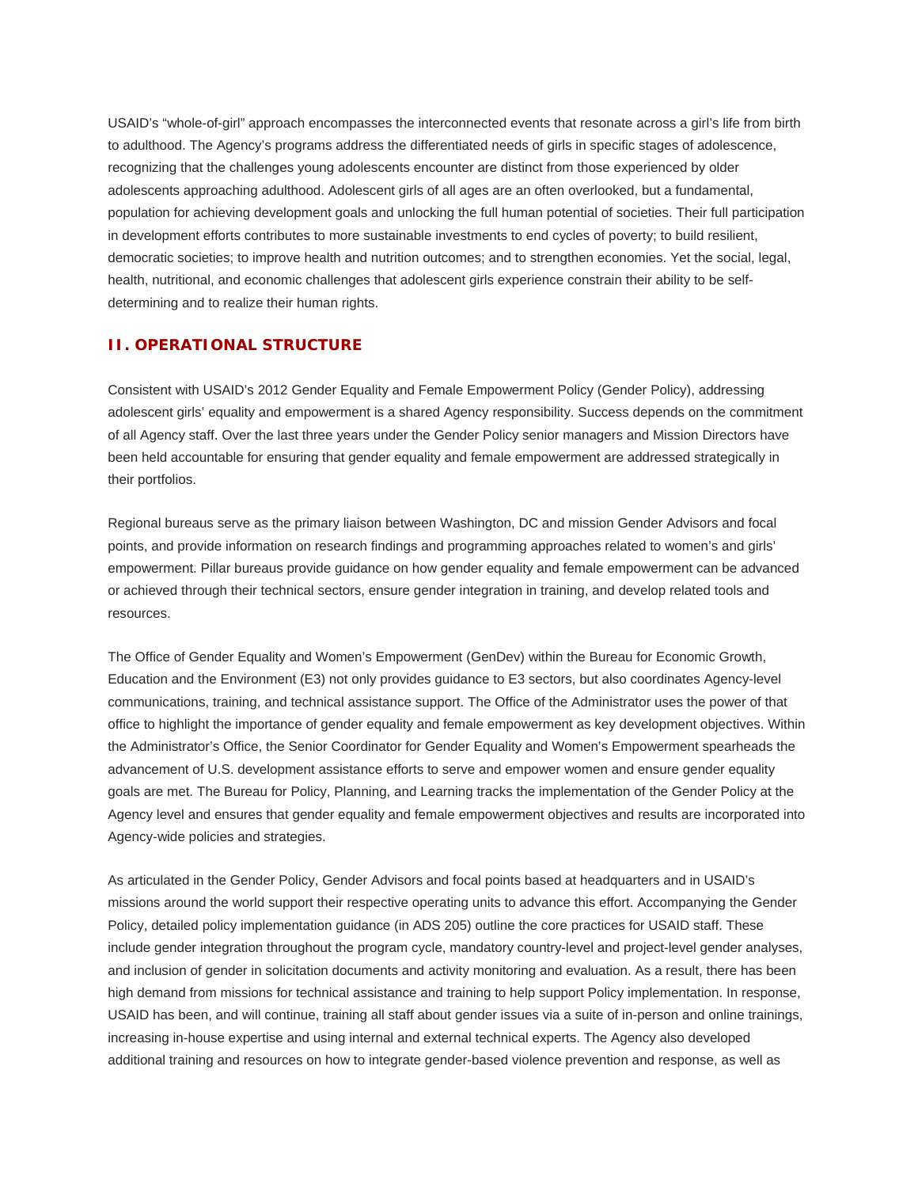USAID's "whole-of-girl" approach encompasses the interconnected events that resonate across a girl's life from birth to adulthood. The Agency's programs address the differentiated needs of girls in specific stages of adolescence, recognizing that the challenges young adolescents encounter are distinct from those experienced by older adolescents approaching adulthood. Adolescent girls of all ages are an often overlooked, but a fundamental, population for achieving development goals and unlocking the full human potential of societies. Their full participation in development efforts contributes to more sustainable investments to end cycles of poverty; to build resilient, democratic societies; to improve health and nutrition outcomes; and to strengthen economies. Yet the social, legal, health, nutritional, and economic challenges that adolescent girls experience constrain their ability to be self-determining and to realize their human rights.

## II. OPERATIONAL STRUCTURE

Consistent with USAID's 2012 Gender Equality and Female Empowerment Policy (Gender Policy), addressing adolescent girls' equality and empowerment is a shared Agency responsibility. Success depends on the commitment of all Agency staff. Over the last three years under the Gender Policy senior managers and Mission Directors have been held accountable for ensuring that gender equality and female empowerment are addressed strategically in their portfolios.

Regional bureaus serve as the primary liaison between Washington, DC and mission Gender Advisors and focal points, and provide information on research findings and programming approaches related to women's and girls' empowerment. Pillar bureaus provide guidance on how gender equality and female empowerment can be advanced or achieved through their technical sectors, ensure gender integration in training, and develop related tools and resources.

The Office of Gender Equality and Women's Empowerment (GenDev) within the Bureau for Economic Growth, Education and the Environment (E3) not only provides guidance to E3 sectors, but also coordinates Agency-level communications, training, and technical assistance support. The Office of the Administrator uses the power of that office to highlight the importance of gender equality and female empowerment as key development objectives. Within the Administrator's Office, the Senior Coordinator for Gender Equality and Women's Empowerment spearheads the advancement of U.S. development assistance efforts to serve and empower women and ensure gender equality goals are met. The Bureau for Policy, Planning, and Learning tracks the implementation of the Gender Policy at the Agency level and ensures that gender equality and female empowerment objectives and results are incorporated into Agency-wide policies and strategies.

As articulated in the Gender Policy, Gender Advisors and focal points based at headquarters and in USAID's missions around the world support their respective operating units to advance this effort. Accompanying the Gender Policy, detailed policy implementation guidance (in ADS 205) outline the core practices for USAID staff. These include gender integration throughout the program cycle, mandatory country-level and project-level gender analyses, and inclusion of gender in solicitation documents and activity monitoring and evaluation. As a result, there has been high demand from missions for technical assistance and training to help support Policy implementation. In response, USAID has been, and will continue, training all staff about gender issues via a suite of in-person and online trainings, increasing in-house expertise and using internal and external technical experts. The Agency also developed additional training and resources on how to integrate gender-based violence prevention and response, as well as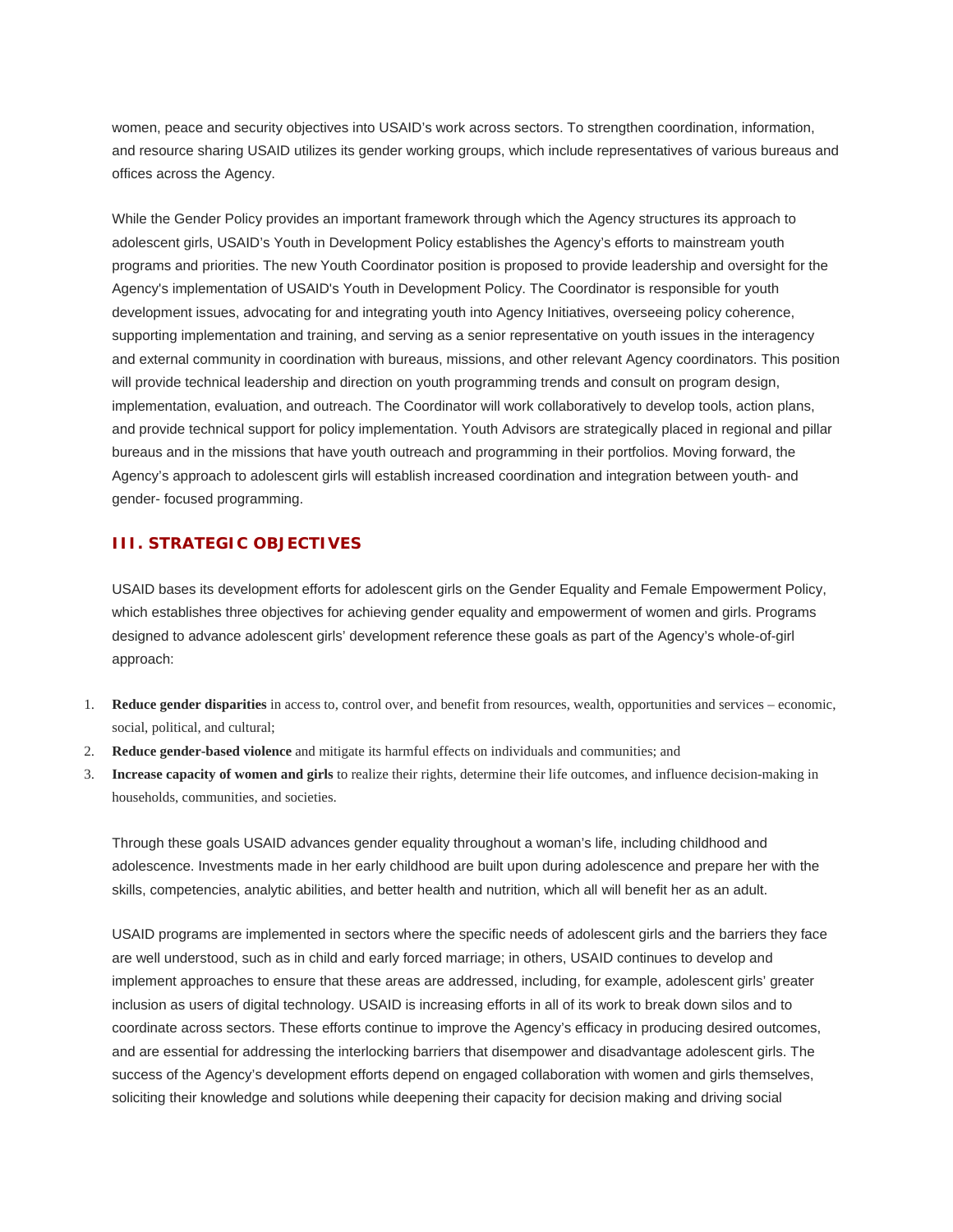women, peace and security objectives into USAID's work across sectors. To strengthen coordination, information, and resource sharing USAID utilizes its gender working groups, which include representatives of various bureaus and offices across the Agency.

While the Gender Policy provides an important framework through which the Agency structures its approach to adolescent girls, USAID's Youth in Development Policy establishes the Agency's efforts to mainstream youth programs and priorities. The new Youth Coordinator position is proposed to provide leadership and oversight for the Agency's implementation of USAID's Youth in Development Policy. The Coordinator is responsible for youth development issues, advocating for and integrating youth into Agency Initiatives, overseeing policy coherence, supporting implementation and training, and serving as a senior representative on youth issues in the interagency and external community in coordination with bureaus, missions, and other relevant Agency coordinators. This position will provide technical leadership and direction on youth programming trends and consult on program design, implementation, evaluation, and outreach. The Coordinator will work collaboratively to develop tools, action plans, and provide technical support for policy implementation. Youth Advisors are strategically placed in regional and pillar bureaus and in the missions that have youth outreach and programming in their portfolios. Moving forward, the Agency's approach to adolescent girls will establish increased coordination and integration between youth- and gender- focused programming.

## III. STRATEGIC OBJECTIVES

USAID bases its development efforts for adolescent girls on the Gender Equality and Female Empowerment Policy, which establishes three objectives for achieving gender equality and empowerment of women and girls. Programs designed to advance adolescent girls' development reference these goals as part of the Agency's whole-of-girl approach:

1. **Reduce gender disparities** in access to, control over, and benefit from resources, wealth, opportunities and services – economic, social, political, and cultural;
2. **Reduce gender-based violence** and mitigate its harmful effects on individuals and communities; and
3. **Increase capacity of women and girls** to realize their rights, determine their life outcomes, and influence decision-making in households, communities, and societies.

Through these goals USAID advances gender equality throughout a woman's life, including childhood and adolescence. Investments made in her early childhood are built upon during adolescence and prepare her with the skills, competencies, analytic abilities, and better health and nutrition, which all will benefit her as an adult.

USAID programs are implemented in sectors where the specific needs of adolescent girls and the barriers they face are well understood, such as in child and early forced marriage; in others, USAID continues to develop and implement approaches to ensure that these areas are addressed, including, for example, adolescent girls' greater inclusion as users of digital technology. USAID is increasing efforts in all of its work to break down silos and to coordinate across sectors. These efforts continue to improve the Agency's efficacy in producing desired outcomes, and are essential for addressing the interlocking barriers that disempower and disadvantage adolescent girls. The success of the Agency's development efforts depend on engaged collaboration with women and girls themselves, soliciting their knowledge and solutions while deepening their capacity for decision making and driving social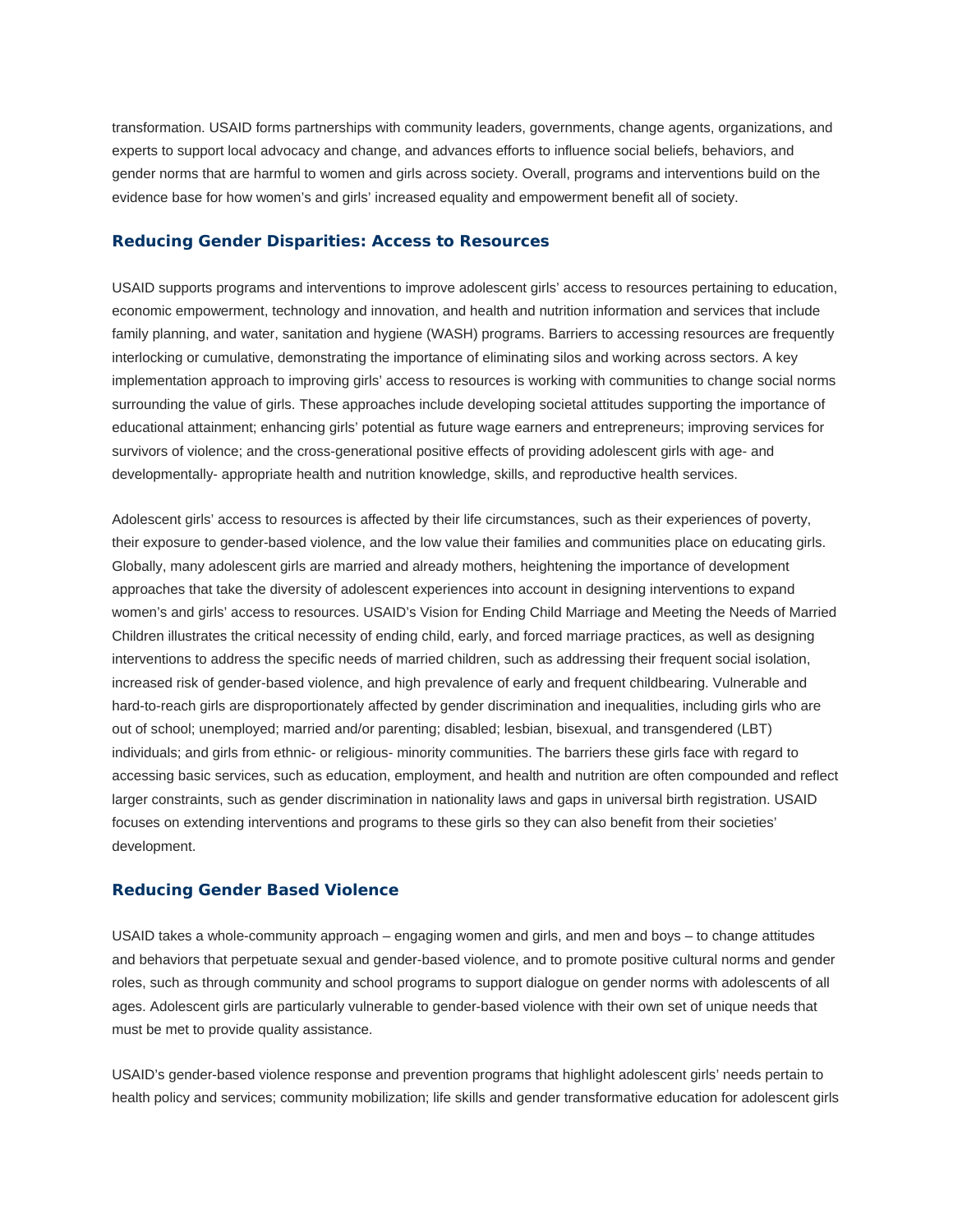transformation. USAID forms partnerships with community leaders, governments, change agents, organizations, and experts to support local advocacy and change, and advances efforts to influence social beliefs, behaviors, and gender norms that are harmful to women and girls across society. Overall, programs and interventions build on the evidence base for how women's and girls' increased equality and empowerment benefit all of society.

### Reducing Gender Disparities: Access to Resources

USAID supports programs and interventions to improve adolescent girls' access to resources pertaining to education, economic empowerment, technology and innovation, and health and nutrition information and services that include family planning, and water, sanitation and hygiene (WASH) programs. Barriers to accessing resources are frequently interlocking or cumulative, demonstrating the importance of eliminating silos and working across sectors. A key implementation approach to improving girls' access to resources is working with communities to change social norms surrounding the value of girls. These approaches include developing societal attitudes supporting the importance of educational attainment; enhancing girls' potential as future wage earners and entrepreneurs; improving services for survivors of violence; and the cross-generational positive effects of providing adolescent girls with age- and developmentally- appropriate health and nutrition knowledge, skills, and reproductive health services.

Adolescent girls' access to resources is affected by their life circumstances, such as their experiences of poverty, their exposure to gender-based violence, and the low value their families and communities place on educating girls. Globally, many adolescent girls are married and already mothers, heightening the importance of development approaches that take the diversity of adolescent experiences into account in designing interventions to expand women's and girls' access to resources. USAID's Vision for Ending Child Marriage and Meeting the Needs of Married Children illustrates the critical necessity of ending child, early, and forced marriage practices, as well as designing interventions to address the specific needs of married children, such as addressing their frequent social isolation, increased risk of gender-based violence, and high prevalence of early and frequent childbearing. Vulnerable and hard-to-reach girls are disproportionately affected by gender discrimination and inequalities, including girls who are out of school; unemployed; married and/or parenting; disabled; lesbian, bisexual, and transgendered (LBT) individuals; and girls from ethnic- or religious- minority communities. The barriers these girls face with regard to accessing basic services, such as education, employment, and health and nutrition are often compounded and reflect larger constraints, such as gender discrimination in nationality laws and gaps in universal birth registration. USAID focuses on extending interventions and programs to these girls so they can also benefit from their societies' development.

### Reducing Gender Based Violence

USAID takes a whole-community approach – engaging women and girls, and men and boys – to change attitudes and behaviors that perpetuate sexual and gender-based violence, and to promote positive cultural norms and gender roles, such as through community and school programs to support dialogue on gender norms with adolescents of all ages. Adolescent girls are particularly vulnerable to gender-based violence with their own set of unique needs that must be met to provide quality assistance.

USAID's gender-based violence response and prevention programs that highlight adolescent girls' needs pertain to health policy and services; community mobilization; life skills and gender transformative education for adolescent girls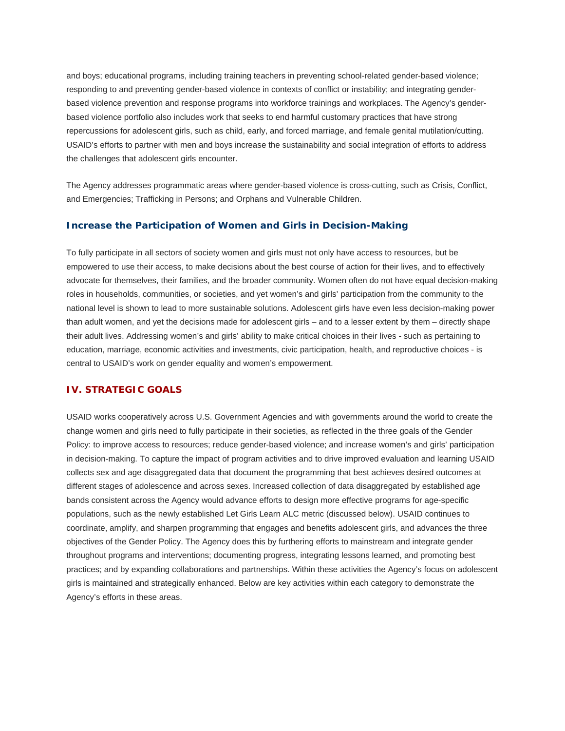and boys; educational programs, including training teachers in preventing school-related gender-based violence; responding to and preventing gender-based violence in contexts of conflict or instability; and integrating gender-based violence prevention and response programs into workforce trainings and workplaces. The Agency's gender-based violence portfolio also includes work that seeks to end harmful customary practices that have strong repercussions for adolescent girls, such as child, early, and forced marriage, and female genital mutilation/cutting. USAID's efforts to partner with men and boys increase the sustainability and social integration of efforts to address the challenges that adolescent girls encounter.

The Agency addresses programmatic areas where gender-based violence is cross-cutting, such as Crisis, Conflict, and Emergencies; Trafficking in Persons; and Orphans and Vulnerable Children.

### Increase the Participation of Women and Girls in Decision-Making

To fully participate in all sectors of society women and girls must not only have access to resources, but be empowered to use their access, to make decisions about the best course of action for their lives, and to effectively advocate for themselves, their families, and the broader community. Women often do not have equal decision-making roles in households, communities, or societies, and yet women's and girls' participation from the community to the national level is shown to lead to more sustainable solutions. Adolescent girls have even less decision-making power than adult women, and yet the decisions made for adolescent girls – and to a lesser extent by them – directly shape their adult lives. Addressing women's and girls' ability to make critical choices in their lives - such as pertaining to education, marriage, economic activities and investments, civic participation, health, and reproductive choices - is central to USAID's work on gender equality and women's empowerment.

## IV. STRATEGIC GOALS

USAID works cooperatively across U.S. Government Agencies and with governments around the world to create the change women and girls need to fully participate in their societies, as reflected in the three goals of the Gender Policy: to improve access to resources; reduce gender-based violence; and increase women's and girls' participation in decision-making. To capture the impact of program activities and to drive improved evaluation and learning USAID collects sex and age disaggregated data that document the programming that best achieves desired outcomes at different stages of adolescence and across sexes. Increased collection of data disaggregated by established age bands consistent across the Agency would advance efforts to design more effective programs for age-specific populations, such as the newly established Let Girls Learn ALC metric (discussed below). USAID continues to coordinate, amplify, and sharpen programming that engages and benefits adolescent girls, and advances the three objectives of the Gender Policy. The Agency does this by furthering efforts to mainstream and integrate gender throughout programs and interventions; documenting progress, integrating lessons learned, and promoting best practices; and by expanding collaborations and partnerships. Within these activities the Agency's focus on adolescent girls is maintained and strategically enhanced. Below are key activities within each category to demonstrate the Agency's efforts in these areas.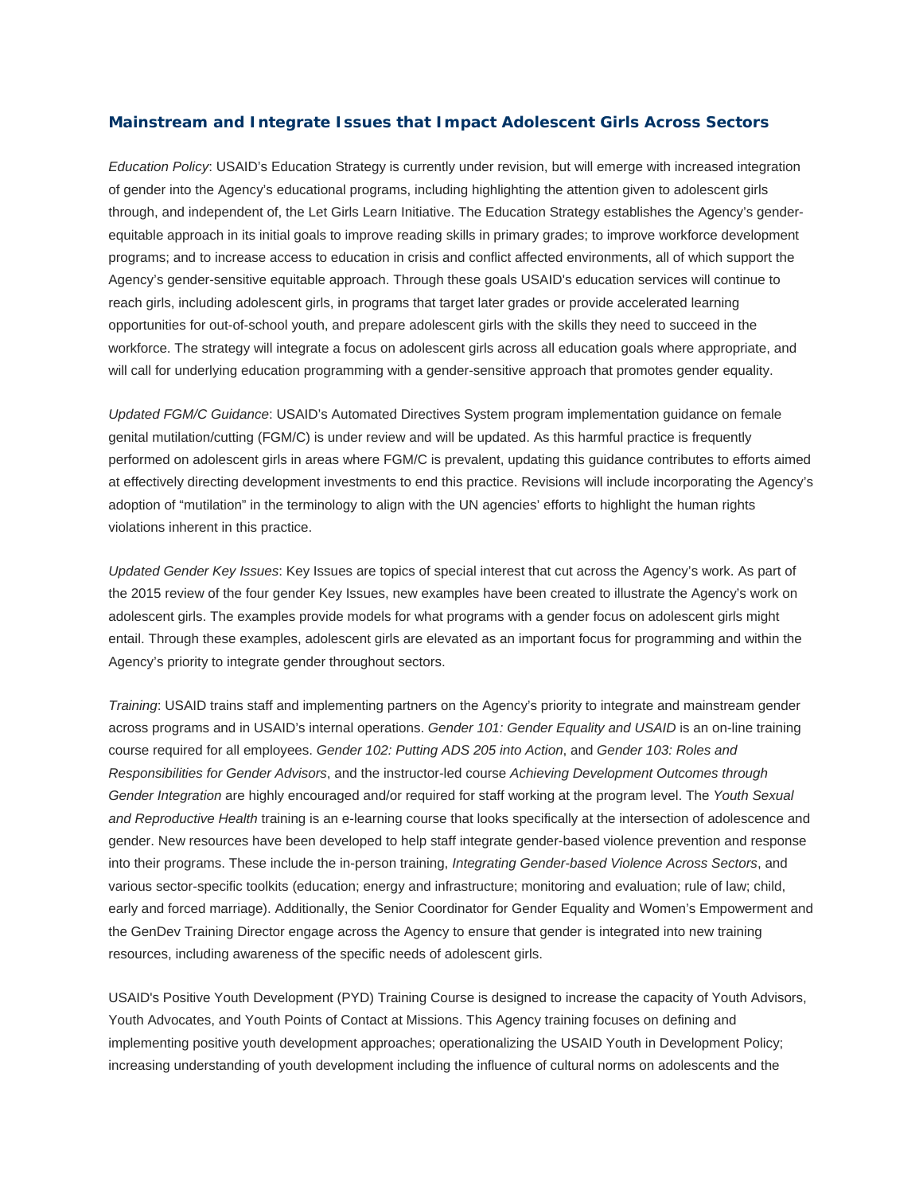### Mainstream and Integrate Issues that Impact Adolescent Girls Across Sectors

*Education Policy*: USAID's Education Strategy is currently under revision, but will emerge with increased integration of gender into the Agency's educational programs, including highlighting the attention given to adolescent girls through, and independent of, the Let Girls Learn Initiative. The Education Strategy establishes the Agency's gender-equitable approach in its initial goals to improve reading skills in primary grades; to improve workforce development programs; and to increase access to education in crisis and conflict affected environments, all of which support the Agency's gender-sensitive equitable approach. Through these goals USAID's education services will continue to reach girls, including adolescent girls, in programs that target later grades or provide accelerated learning opportunities for out-of-school youth, and prepare adolescent girls with the skills they need to succeed in the workforce. The strategy will integrate a focus on adolescent girls across all education goals where appropriate, and will call for underlying education programming with a gender-sensitive approach that promotes gender equality.

*Updated FGM/C Guidance*: USAID's Automated Directives System program implementation guidance on female genital mutilation/cutting (FGM/C) is under review and will be updated. As this harmful practice is frequently performed on adolescent girls in areas where FGM/C is prevalent, updating this guidance contributes to efforts aimed at effectively directing development investments to end this practice. Revisions will include incorporating the Agency's adoption of "mutilation" in the terminology to align with the UN agencies' efforts to highlight the human rights violations inherent in this practice.

*Updated Gender Key Issues*: Key Issues are topics of special interest that cut across the Agency's work. As part of the 2015 review of the four gender Key Issues, new examples have been created to illustrate the Agency's work on adolescent girls. The examples provide models for what programs with a gender focus on adolescent girls might entail. Through these examples, adolescent girls are elevated as an important focus for programming and within the Agency's priority to integrate gender throughout sectors.

*Training*: USAID trains staff and implementing partners on the Agency's priority to integrate and mainstream gender across programs and in USAID's internal operations. *Gender 101: Gender Equality and USAID* is an on-line training course required for all employees. *Gender 102: Putting ADS 205 into Action*, and *Gender 103: Roles and Responsibilities for Gender Advisors*, and the instructor-led course *Achieving Development Outcomes through Gender Integration* are highly encouraged and/or required for staff working at the program level. The *Youth Sexual and Reproductive Health* training is an e-learning course that looks specifically at the intersection of adolescence and gender. New resources have been developed to help staff integrate gender-based violence prevention and response into their programs. These include the in-person training, *Integrating Gender-based Violence Across Sectors*, and various sector-specific toolkits (education; energy and infrastructure; monitoring and evaluation; rule of law; child, early and forced marriage). Additionally, the Senior Coordinator for Gender Equality and Women's Empowerment and the GenDev Training Director engage across the Agency to ensure that gender is integrated into new training resources, including awareness of the specific needs of adolescent girls.

USAID's Positive Youth Development (PYD) Training Course is designed to increase the capacity of Youth Advisors, Youth Advocates, and Youth Points of Contact at Missions. This Agency training focuses on defining and implementing positive youth development approaches; operationalizing the USAID Youth in Development Policy; increasing understanding of youth development including the influence of cultural norms on adolescents and the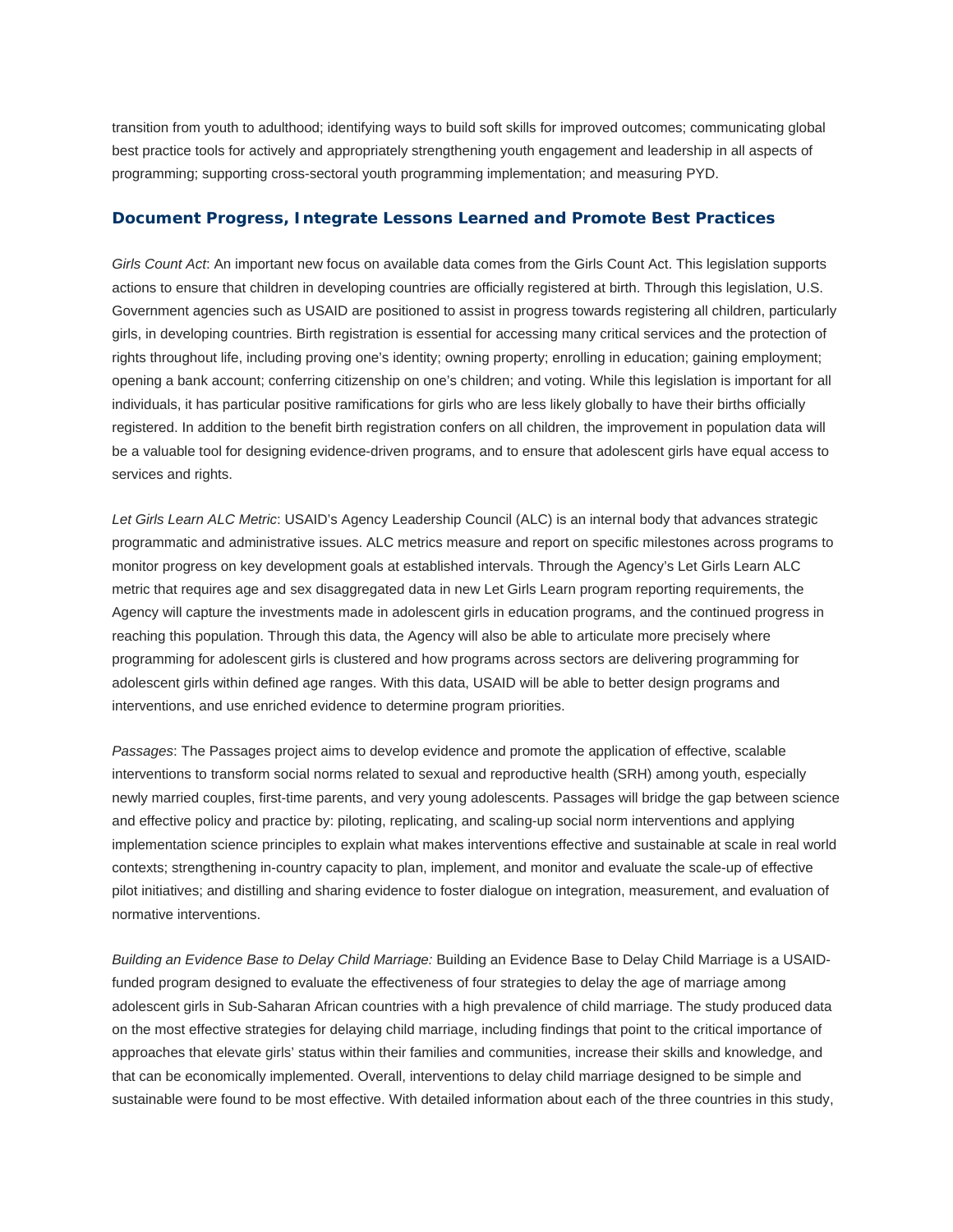transition from youth to adulthood; identifying ways to build soft skills for improved outcomes; communicating global best practice tools for actively and appropriately strengthening youth engagement and leadership in all aspects of programming; supporting cross-sectoral youth programming implementation; and measuring PYD.

## Document Progress, Integrate Lessons Learned and Promote Best Practices

*Girls Count Act*: An important new focus on available data comes from the Girls Count Act. This legislation supports actions to ensure that children in developing countries are officially registered at birth. Through this legislation, U.S. Government agencies such as USAID are positioned to assist in progress towards registering all children, particularly girls, in developing countries. Birth registration is essential for accessing many critical services and the protection of rights throughout life, including proving one's identity; owning property; enrolling in education; gaining employment; opening a bank account; conferring citizenship on one's children; and voting. While this legislation is important for all individuals, it has particular positive ramifications for girls who are less likely globally to have their births officially registered. In addition to the benefit birth registration confers on all children, the improvement in population data will be a valuable tool for designing evidence-driven programs, and to ensure that adolescent girls have equal access to services and rights.

*Let Girls Learn ALC Metric*: USAID's Agency Leadership Council (ALC) is an internal body that advances strategic programmatic and administrative issues. ALC metrics measure and report on specific milestones across programs to monitor progress on key development goals at established intervals. Through the Agency's Let Girls Learn ALC metric that requires age and sex disaggregated data in new Let Girls Learn program reporting requirements, the Agency will capture the investments made in adolescent girls in education programs, and the continued progress in reaching this population. Through this data, the Agency will also be able to articulate more precisely where programming for adolescent girls is clustered and how programs across sectors are delivering programming for adolescent girls within defined age ranges. With this data, USAID will be able to better design programs and interventions, and use enriched evidence to determine program priorities.

*Passages*: The Passages project aims to develop evidence and promote the application of effective, scalable interventions to transform social norms related to sexual and reproductive health (SRH) among youth, especially newly married couples, first-time parents, and very young adolescents. Passages will bridge the gap between science and effective policy and practice by: piloting, replicating, and scaling-up social norm interventions and applying implementation science principles to explain what makes interventions effective and sustainable at scale in real world contexts; strengthening in-country capacity to plan, implement, and monitor and evaluate the scale-up of effective pilot initiatives; and distilling and sharing evidence to foster dialogue on integration, measurement, and evaluation of normative interventions.

*Building an Evidence Base to Delay Child Marriage:* Building an Evidence Base to Delay Child Marriage is a USAID-funded program designed to evaluate the effectiveness of four strategies to delay the age of marriage among adolescent girls in Sub-Saharan African countries with a high prevalence of child marriage. The study produced data on the most effective strategies for delaying child marriage, including findings that point to the critical importance of approaches that elevate girls' status within their families and communities, increase their skills and knowledge, and that can be economically implemented. Overall, interventions to delay child marriage designed to be simple and sustainable were found to be most effective. With detailed information about each of the three countries in this study,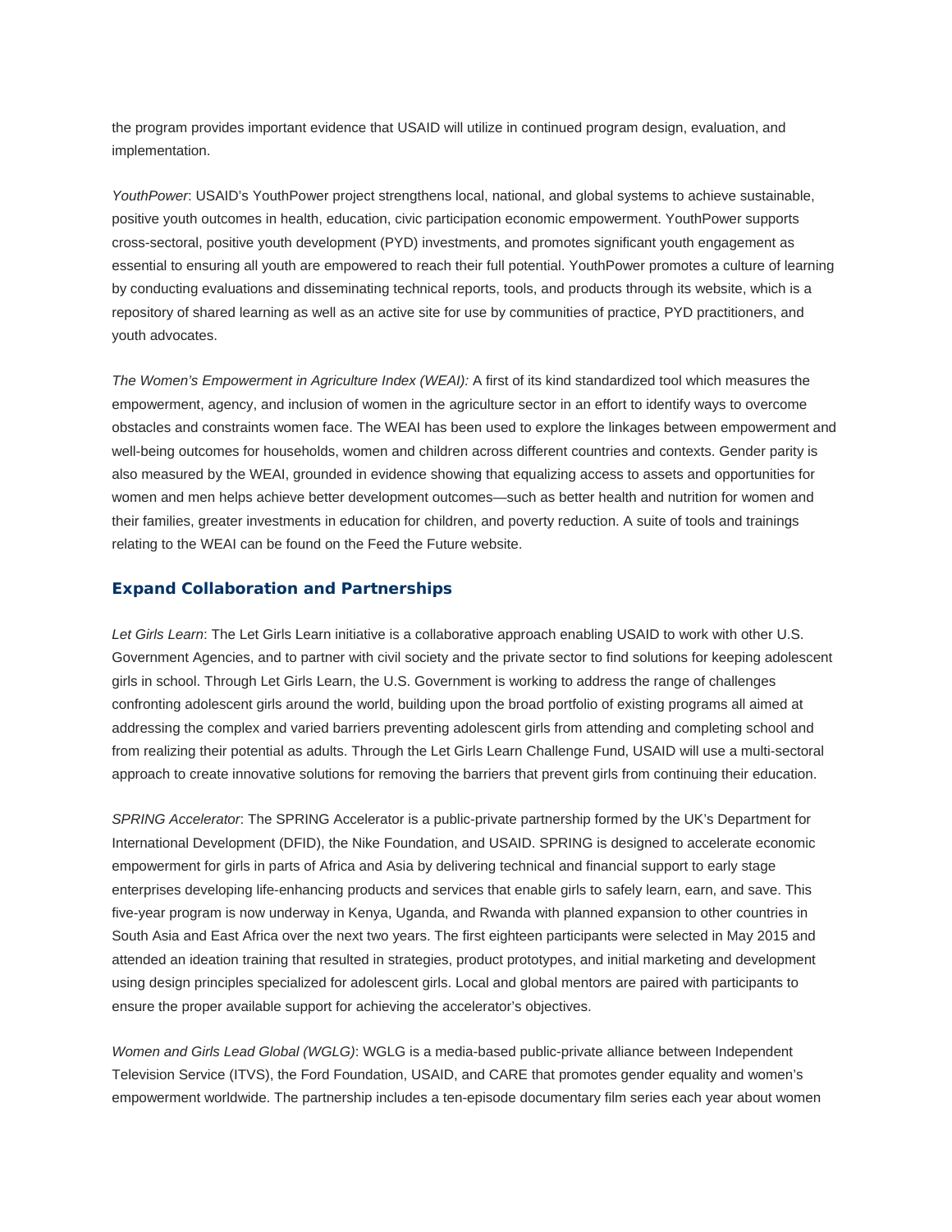the program provides important evidence that USAID will utilize in continued program design, evaluation, and implementation.

*YouthPower*: USAID's YouthPower project strengthens local, national, and global systems to achieve sustainable, positive youth outcomes in health, education, civic participation economic empowerment. YouthPower supports cross-sectoral, positive youth development (PYD) investments, and promotes significant youth engagement as essential to ensuring all youth are empowered to reach their full potential. YouthPower promotes a culture of learning by conducting evaluations and disseminating technical reports, tools, and products through its website, which is a repository of shared learning as well as an active site for use by communities of practice, PYD practitioners, and youth advocates.

*The Women's Empowerment in Agriculture Index (WEAI):* A first of its kind standardized tool which measures the empowerment, agency, and inclusion of women in the agriculture sector in an effort to identify ways to overcome obstacles and constraints women face. The WEAI has been used to explore the linkages between empowerment and well-being outcomes for households, women and children across different countries and contexts. Gender parity is also measured by the WEAI, grounded in evidence showing that equalizing access to assets and opportunities for women and men helps achieve better development outcomes—such as better health and nutrition for women and their families, greater investments in education for children, and poverty reduction. A suite of tools and trainings relating to the WEAI can be found on the Feed the Future website.

### Expand Collaboration and Partnerships

*Let Girls Learn*: The Let Girls Learn initiative is a collaborative approach enabling USAID to work with other U.S. Government Agencies, and to partner with civil society and the private sector to find solutions for keeping adolescent girls in school. Through Let Girls Learn, the U.S. Government is working to address the range of challenges confronting adolescent girls around the world, building upon the broad portfolio of existing programs all aimed at addressing the complex and varied barriers preventing adolescent girls from attending and completing school and from realizing their potential as adults. Through the Let Girls Learn Challenge Fund, USAID will use a multi-sectoral approach to create innovative solutions for removing the barriers that prevent girls from continuing their education.

*SPRING Accelerator*: The SPRING Accelerator is a public-private partnership formed by the UK's Department for International Development (DFID), the Nike Foundation, and USAID. SPRING is designed to accelerate economic empowerment for girls in parts of Africa and Asia by delivering technical and financial support to early stage enterprises developing life-enhancing products and services that enable girls to safely learn, earn, and save. This five-year program is now underway in Kenya, Uganda, and Rwanda with planned expansion to other countries in South Asia and East Africa over the next two years. The first eighteen participants were selected in May 2015 and attended an ideation training that resulted in strategies, product prototypes, and initial marketing and development using design principles specialized for adolescent girls. Local and global mentors are paired with participants to ensure the proper available support for achieving the accelerator's objectives.

*Women and Girls Lead Global (WGLG)*: WGLG is a media-based public-private alliance between Independent Television Service (ITVS), the Ford Foundation, USAID, and CARE that promotes gender equality and women's empowerment worldwide. The partnership includes a ten-episode documentary film series each year about women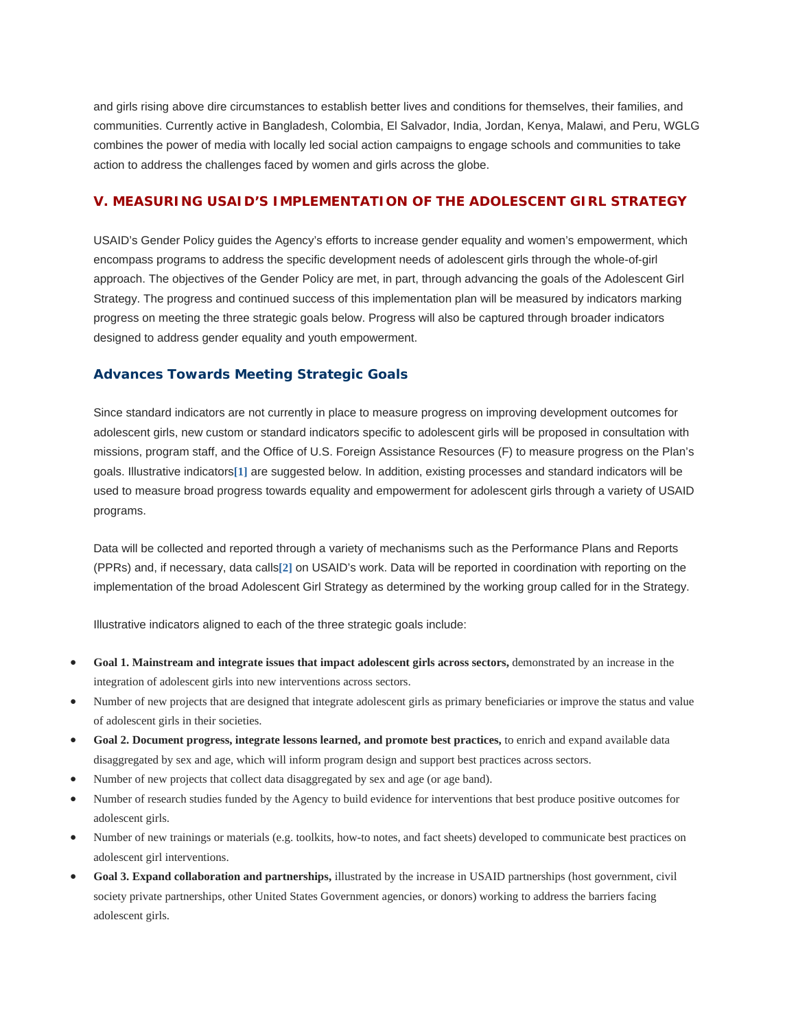and girls rising above dire circumstances to establish better lives and conditions for themselves, their families, and communities. Currently active in Bangladesh, Colombia, El Salvador, India, Jordan, Kenya, Malawi, and Peru, WGLG combines the power of media with locally led social action campaigns to engage schools and communities to take action to address the challenges faced by women and girls across the globe.

## V. MEASURING USAID'S IMPLEMENTATION OF THE ADOLESCENT GIRL STRATEGY

USAID's Gender Policy guides the Agency's efforts to increase gender equality and women's empowerment, which encompass programs to address the specific development needs of adolescent girls through the whole-of-girl approach. The objectives of the Gender Policy are met, in part, through advancing the goals of the Adolescent Girl Strategy. The progress and continued success of this implementation plan will be measured by indicators marking progress on meeting the three strategic goals below. Progress will also be captured through broader indicators designed to address gender equality and youth empowerment.

### Advances Towards Meeting Strategic Goals

Since standard indicators are not currently in place to measure progress on improving development outcomes for adolescent girls, new custom or standard indicators specific to adolescent girls will be proposed in consultation with missions, program staff, and the Office of U.S. Foreign Assistance Resources (F) to measure progress on the Plan's goals. Illustrative indicators[1] are suggested below. In addition, existing processes and standard indicators will be used to measure broad progress towards equality and empowerment for adolescent girls through a variety of USAID programs.

Data will be collected and reported through a variety of mechanisms such as the Performance Plans and Reports (PPRs) and, if necessary, data calls[2] on USAID's work. Data will be reported in coordination with reporting on the implementation of the broad Adolescent Girl Strategy as determined by the working group called for in the Strategy.

Illustrative indicators aligned to each of the three strategic goals include:

- **Goal 1. Mainstream and integrate issues that impact adolescent girls across sectors,** demonstrated by an increase in the integration of adolescent girls into new interventions across sectors.
- Number of new projects that are designed that integrate adolescent girls as primary beneficiaries or improve the status and value of adolescent girls in their societies.
- **Goal 2. Document progress, integrate lessons learned, and promote best practices,** to enrich and expand available data disaggregated by sex and age, which will inform program design and support best practices across sectors.
- Number of new projects that collect data disaggregated by sex and age (or age band).
- Number of research studies funded by the Agency to build evidence for interventions that best produce positive outcomes for adolescent girls.
- Number of new trainings or materials (e.g. toolkits, how-to notes, and fact sheets) developed to communicate best practices on adolescent girl interventions.
- **Goal 3. Expand collaboration and partnerships,** illustrated by the increase in USAID partnerships (host government, civil society private partnerships, other United States Government agencies, or donors) working to address the barriers facing adolescent girls.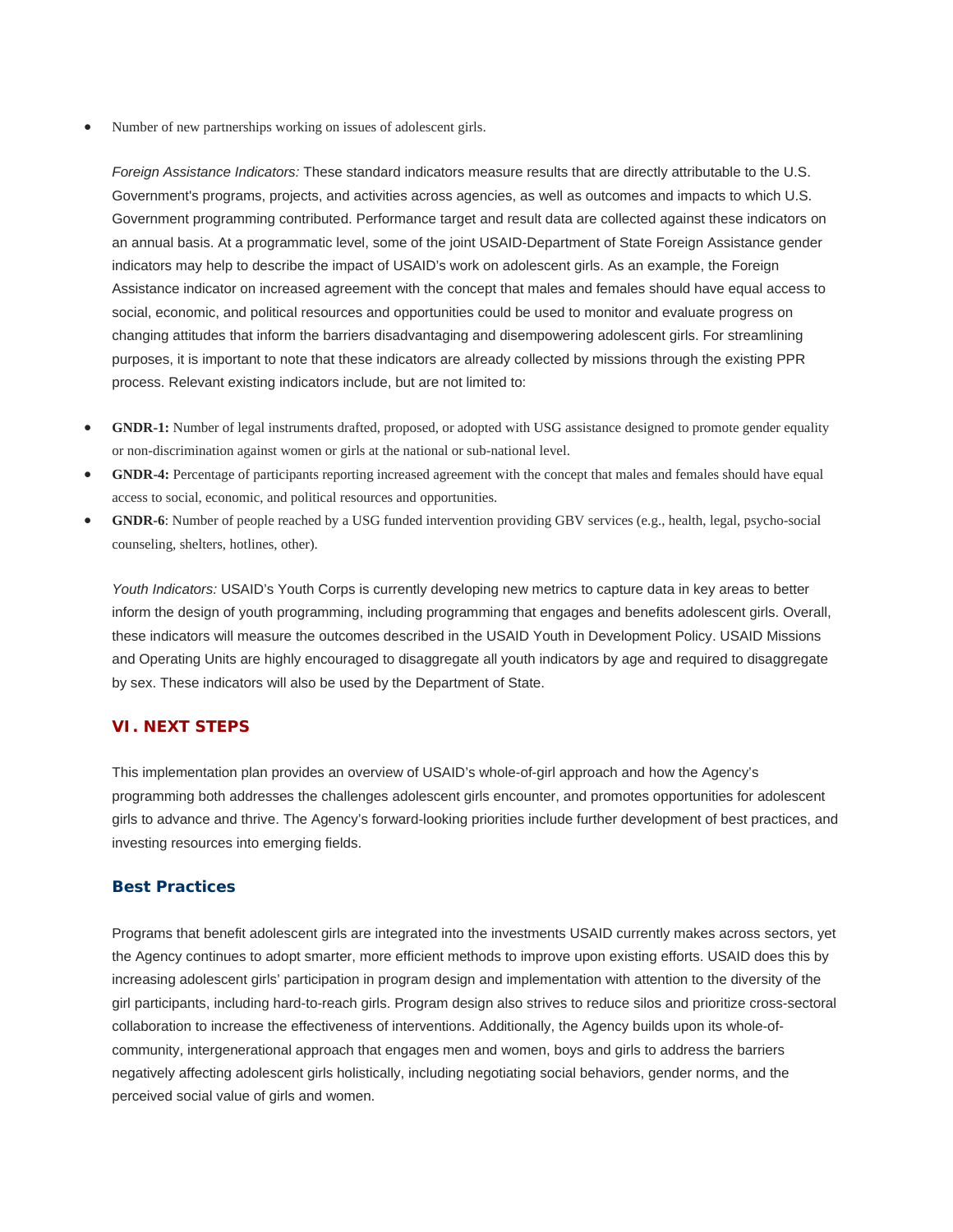- Number of new partnerships working on issues of adolescent girls.

*Foreign Assistance Indicators:* These standard indicators measure results that are directly attributable to the U.S. Government's programs, projects, and activities across agencies, as well as outcomes and impacts to which U.S. Government programming contributed. Performance target and result data are collected against these indicators on an annual basis. At a programmatic level, some of the joint USAID-Department of State Foreign Assistance gender indicators may help to describe the impact of USAID's work on adolescent girls. As an example, the Foreign Assistance indicator on increased agreement with the concept that males and females should have equal access to social, economic, and political resources and opportunities could be used to monitor and evaluate progress on changing attitudes that inform the barriers disadvantaging and disempowering adolescent girls. For streamlining purposes, it is important to note that these indicators are already collected by missions through the existing PPR process. Relevant existing indicators include, but are not limited to:

- **GNDR-1:** Number of legal instruments drafted, proposed, or adopted with USG assistance designed to promote gender equality or non-discrimination against women or girls at the national or sub-national level.
- **GNDR-4:** Percentage of participants reporting increased agreement with the concept that males and females should have equal access to social, economic, and political resources and opportunities.
- **GNDR-6**: Number of people reached by a USG funded intervention providing GBV services (e.g., health, legal, psycho-social counseling, shelters, hotlines, other).

*Youth Indicators:* USAID's Youth Corps is currently developing new metrics to capture data in key areas to better inform the design of youth programming, including programming that engages and benefits adolescent girls. Overall, these indicators will measure the outcomes described in the USAID Youth in Development Policy. USAID Missions and Operating Units are highly encouraged to disaggregate all youth indicators by age and required to disaggregate by sex. These indicators will also be used by the Department of State.

## VI. NEXT STEPS

This implementation plan provides an overview of USAID's whole-of-girl approach and how the Agency's programming both addresses the challenges adolescent girls encounter, and promotes opportunities for adolescent girls to advance and thrive. The Agency's forward-looking priorities include further development of best practices, and investing resources into emerging fields.

### Best Practices

Programs that benefit adolescent girls are integrated into the investments USAID currently makes across sectors, yet the Agency continues to adopt smarter, more efficient methods to improve upon existing efforts. USAID does this by increasing adolescent girls' participation in program design and implementation with attention to the diversity of the girl participants, including hard-to-reach girls. Program design also strives to reduce silos and prioritize cross-sectoral collaboration to increase the effectiveness of interventions. Additionally, the Agency builds upon its whole-of-community, intergenerational approach that engages men and women, boys and girls to address the barriers negatively affecting adolescent girls holistically, including negotiating social behaviors, gender norms, and the perceived social value of girls and women.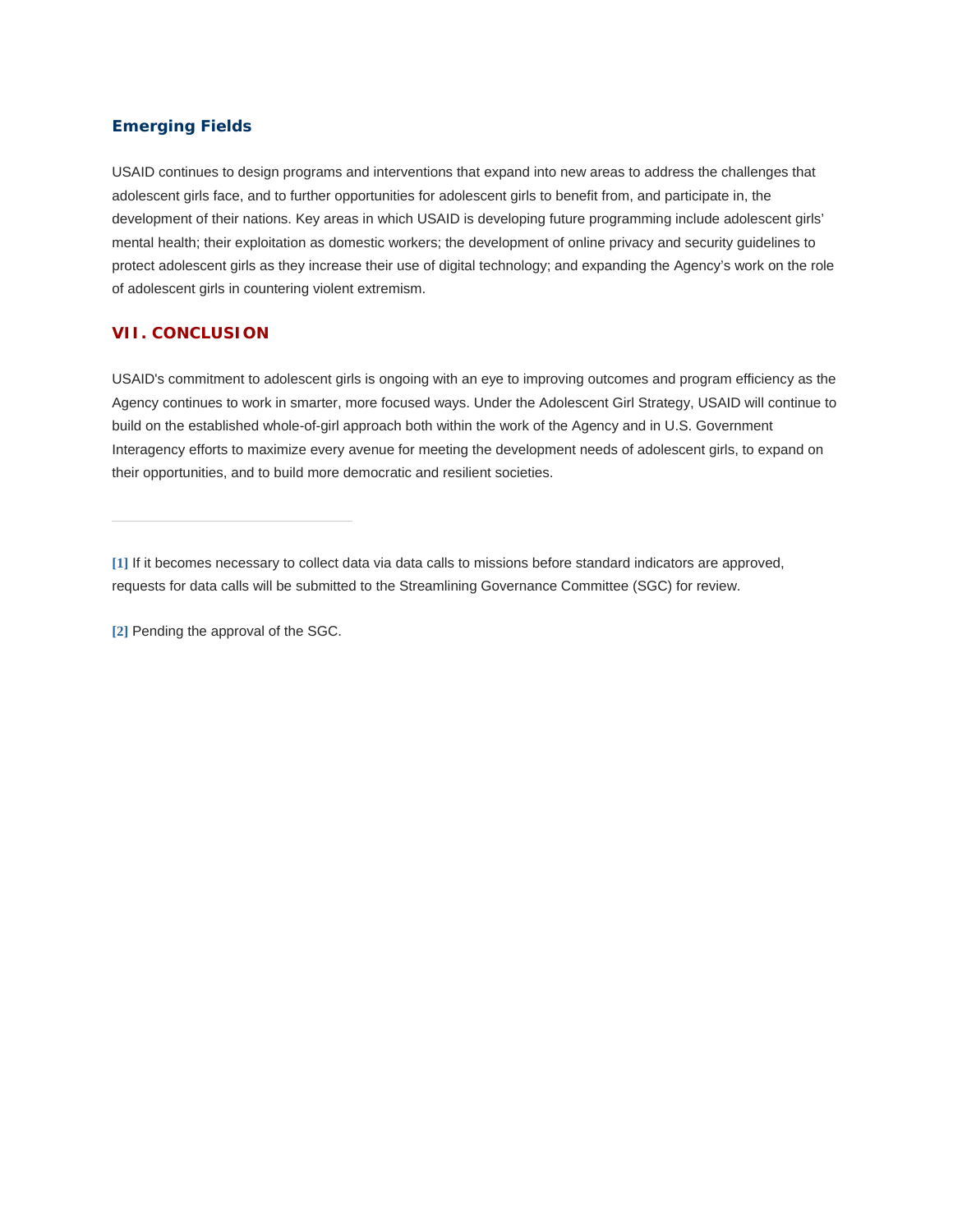### Emerging Fields

USAID continues to design programs and interventions that expand into new areas to address the challenges that adolescent girls face, and to further opportunities for adolescent girls to benefit from, and participate in, the development of their nations. Key areas in which USAID is developing future programming include adolescent girls' mental health; their exploitation as domestic workers; the development of online privacy and security guidelines to protect adolescent girls as they increase their use of digital technology; and expanding the Agency's work on the role of adolescent girls in countering violent extremism.

## VII. CONCLUSION

USAID's commitment to adolescent girls is ongoing with an eye to improving outcomes and program efficiency as the Agency continues to work in smarter, more focused ways. Under the Adolescent Girl Strategy, USAID will continue to build on the established whole-of-girl approach both within the work of the Agency and in U.S. Government Interagency efforts to maximize every avenue for meeting the development needs of adolescent girls, to expand on their opportunities, and to build more democratic and resilient societies.

---

[1] If it becomes necessary to collect data via data calls to missions before standard indicators are approved, requests for data calls will be submitted to the Streamlining Governance Committee (SGC) for review.

[2] Pending the approval of the SGC.